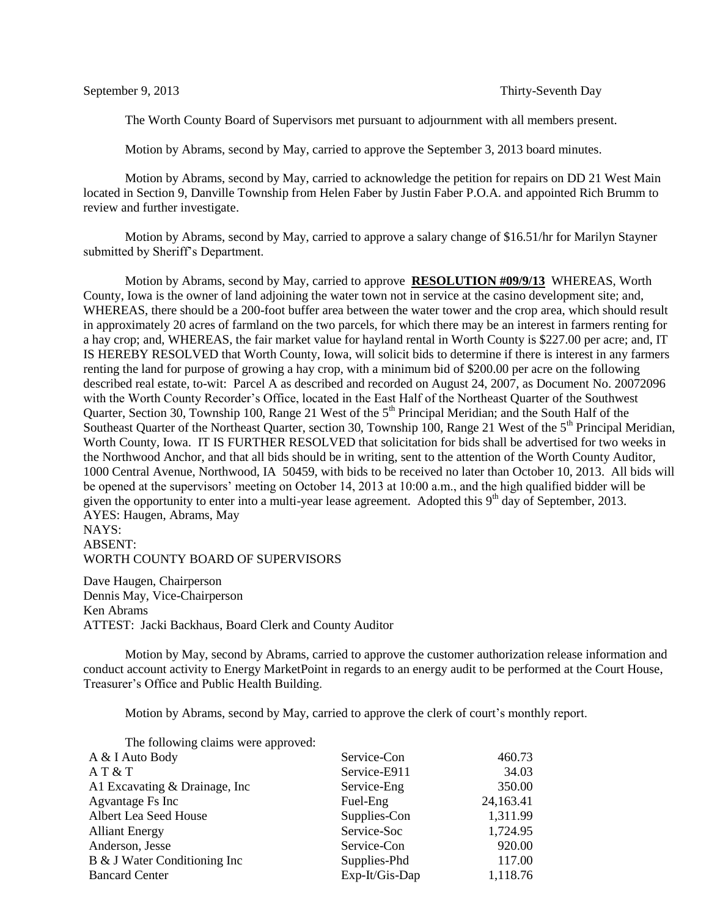September 9, 2013 Thirty-Seventh Day

The Worth County Board of Supervisors met pursuant to adjournment with all members present.

Motion by Abrams, second by May, carried to approve the September 3, 2013 board minutes.

Motion by Abrams, second by May, carried to acknowledge the petition for repairs on DD 21 West Main located in Section 9, Danville Township from Helen Faber by Justin Faber P.O.A. and appointed Rich Brumm to review and further investigate.

Motion by Abrams, second by May, carried to approve a salary change of $16.51/hr for Marilyn Stayner submitted by Sheriff's Department.

Motion by Abrams, second by May, carried to approve **RESOLUTION #09/9/13** WHEREAS, Worth County, Iowa is the owner of land adjoining the water town not in service at the casino development site; and, WHEREAS, there should be a 200-foot buffer area between the water tower and the crop area, which should result in approximately 20 acres of farmland on the two parcels, for which there may be an interest in farmers renting for a hay crop; and, WHEREAS, the fair market value for hayland rental in Worth County is $227.00 per acre; and, IT IS HEREBY RESOLVED that Worth County, Iowa, will solicit bids to determine if there is interest in any farmers renting the land for purpose of growing a hay crop, with a minimum bid of $200.00 per acre on the following described real estate, to-wit: Parcel A as described and recorded on August 24, 2007, as Document No. 20072096 with the Worth County Recorder's Office, located in the East Half of the Northeast Quarter of the Southwest Quarter, Section 30, Township 100, Range 21 West of the 5th Principal Meridian; and the South Half of the Southeast Quarter of the Northeast Quarter, section 30, Township 100, Range 21 West of the 5th Principal Meridian, Worth County, Iowa. IT IS FURTHER RESOLVED that solicitation for bids shall be advertised for two weeks in the Northwood Anchor, and that all bids should be in writing, sent to the attention of the Worth County Auditor, 1000 Central Avenue, Northwood, IA 50459, with bids to be received no later than October 10, 2013. All bids will be opened at the supervisors' meeting on October 14, 2013 at 10:00 a.m., and the high qualified bidder will be given the opportunity to enter into a multi-year lease agreement. Adopted this 9th day of September, 2013.
AYES: Haugen, Abrams, May
NAYS:
ABSENT:
WORTH COUNTY BOARD OF SUPERVISORS

Dave Haugen, Chairperson
Dennis May, Vice-Chairperson
Ken Abrams
ATTEST: Jacki Backhaus, Board Clerk and County Auditor

Motion by May, second by Abrams, carried to approve the customer authorization release information and conduct account activity to Energy MarketPoint in regards to an energy audit to be performed at the Court House, Treasurer's Office and Public Health Building.

Motion by Abrams, second by May, carried to approve the clerk of court's monthly report.

The following claims were approved:

| | | |
|---|---|---|
| A & I Auto Body | Service-Con | 460.73 |
| A T & T | Service-E911 | 34.03 |
| A1 Excavating & Drainage, Inc | Service-Eng | 350.00 |
| Agvantage Fs Inc | Fuel-Eng | 24,163.41 |
| Albert Lea Seed House | Supplies-Con | 1,311.99 |
| Alliant Energy | Service-Soc | 1,724.95 |
| Anderson, Jesse | Service-Con | 920.00 |
| B & J Water Conditioning Inc | Supplies-Phd | 117.00 |
| Bancard Center | Exp-It/Gis-Dap | 1,118.76 |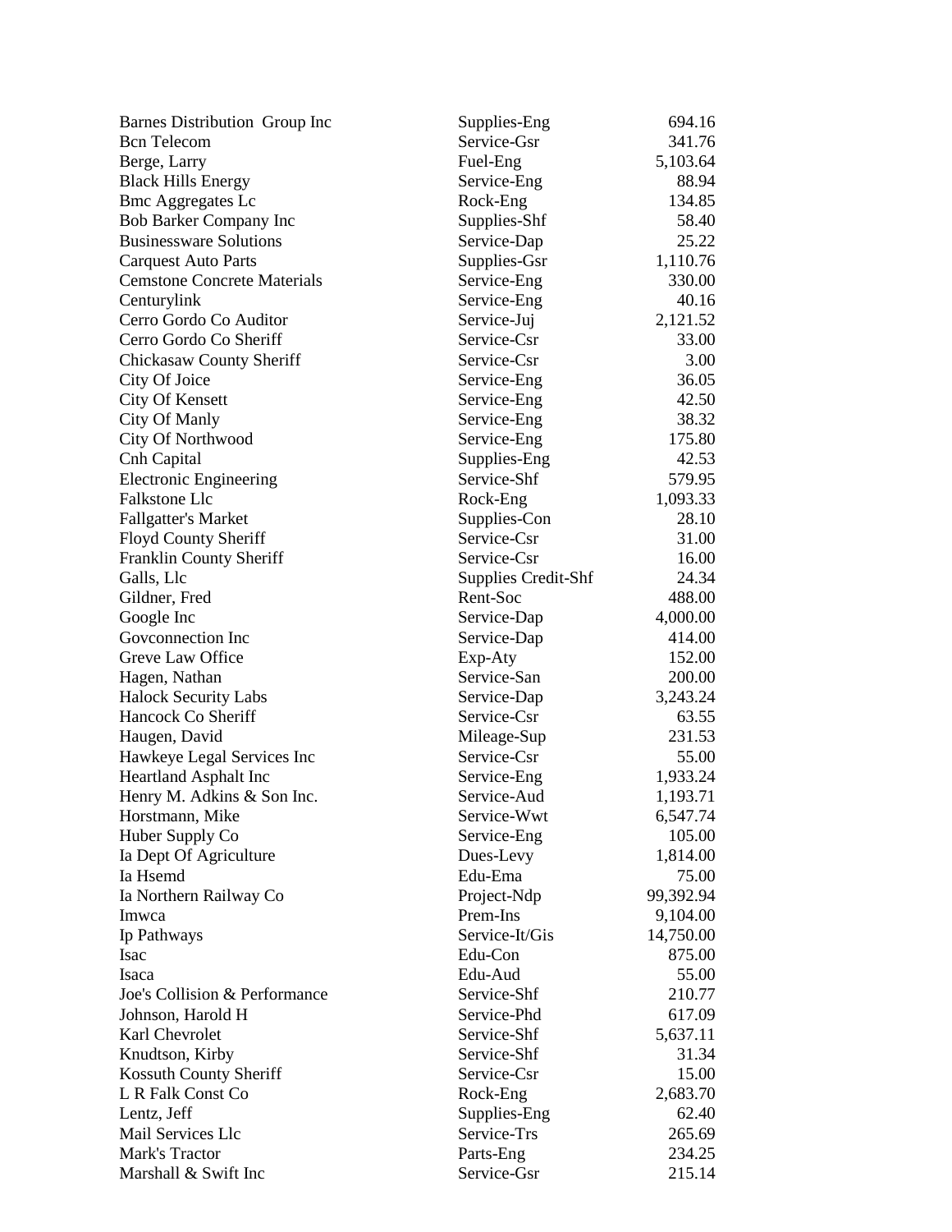| | | |
|---|---|---|
| Barnes Distribution Group Inc | Supplies-Eng | 694.16 |
| Bcn Telecom | Service-Gsr | 341.76 |
| Berge, Larry | Fuel-Eng | 5,103.64 |
| Black Hills Energy | Service-Eng | 88.94 |
| Bmc Aggregates Lc | Rock-Eng | 134.85 |
| Bob Barker Company Inc | Supplies-Shf | 58.40 |
| Businessware Solutions | Service-Dap | 25.22 |
| Carquest Auto Parts | Supplies-Gsr | 1,110.76 |
| Cemstone Concrete Materials | Service-Eng | 330.00 |
| Centurylink | Service-Eng | 40.16 |
| Cerro Gordo Co Auditor | Service-Juj | 2,121.52 |
| Cerro Gordo Co Sheriff | Service-Csr | 33.00 |
| Chickasaw County Sheriff | Service-Csr | 3.00 |
| City Of Joice | Service-Eng | 36.05 |
| City Of Kensett | Service-Eng | 42.50 |
| City Of Manly | Service-Eng | 38.32 |
| City Of Northwood | Service-Eng | 175.80 |
| Cnh Capital | Supplies-Eng | 42.53 |
| Electronic Engineering | Service-Shf | 579.95 |
| Falkstone Llc | Rock-Eng | 1,093.33 |
| Fallgatter's Market | Supplies-Con | 28.10 |
| Floyd County Sheriff | Service-Csr | 31.00 |
| Franklin County Sheriff | Service-Csr | 16.00 |
| Galls, Llc | Supplies Credit-Shf | 24.34 |
| Gildner, Fred | Rent-Soc | 488.00 |
| Google Inc | Service-Dap | 4,000.00 |
| Govconnection Inc | Service-Dap | 414.00 |
| Greve Law Office | Exp-Aty | 152.00 |
| Hagen, Nathan | Service-San | 200.00 |
| Halock Security Labs | Service-Dap | 3,243.24 |
| Hancock Co Sheriff | Service-Csr | 63.55 |
| Haugen, David | Mileage-Sup | 231.53 |
| Hawkeye Legal Services Inc | Service-Csr | 55.00 |
| Heartland Asphalt Inc | Service-Eng | 1,933.24 |
| Henry M. Adkins & Son Inc. | Service-Aud | 1,193.71 |
| Horstmann, Mike | Service-Wwt | 6,547.74 |
| Huber Supply Co | Service-Eng | 105.00 |
| Ia Dept Of Agriculture | Dues-Levy | 1,814.00 |
| Ia Hsemd | Edu-Ema | 75.00 |
| Ia Northern Railway Co | Project-Ndp | 99,392.94 |
| Imwca | Prem-Ins | 9,104.00 |
| Ip Pathways | Service-It/Gis | 14,750.00 |
| Isac | Edu-Con | 875.00 |
| Isaca | Edu-Aud | 55.00 |
| Joe's Collision & Performance | Service-Shf | 210.77 |
| Johnson, Harold H | Service-Phd | 617.09 |
| Karl Chevrolet | Service-Shf | 5,637.11 |
| Knudtson, Kirby | Service-Shf | 31.34 |
| Kossuth County Sheriff | Service-Csr | 15.00 |
| L R Falk Const Co | Rock-Eng | 2,683.70 |
| Lentz, Jeff | Supplies-Eng | 62.40 |
| Mail Services Llc | Service-Trs | 265.69 |
| Mark's Tractor | Parts-Eng | 234.25 |
| Marshall & Swift Inc | Service-Gsr | 215.14 |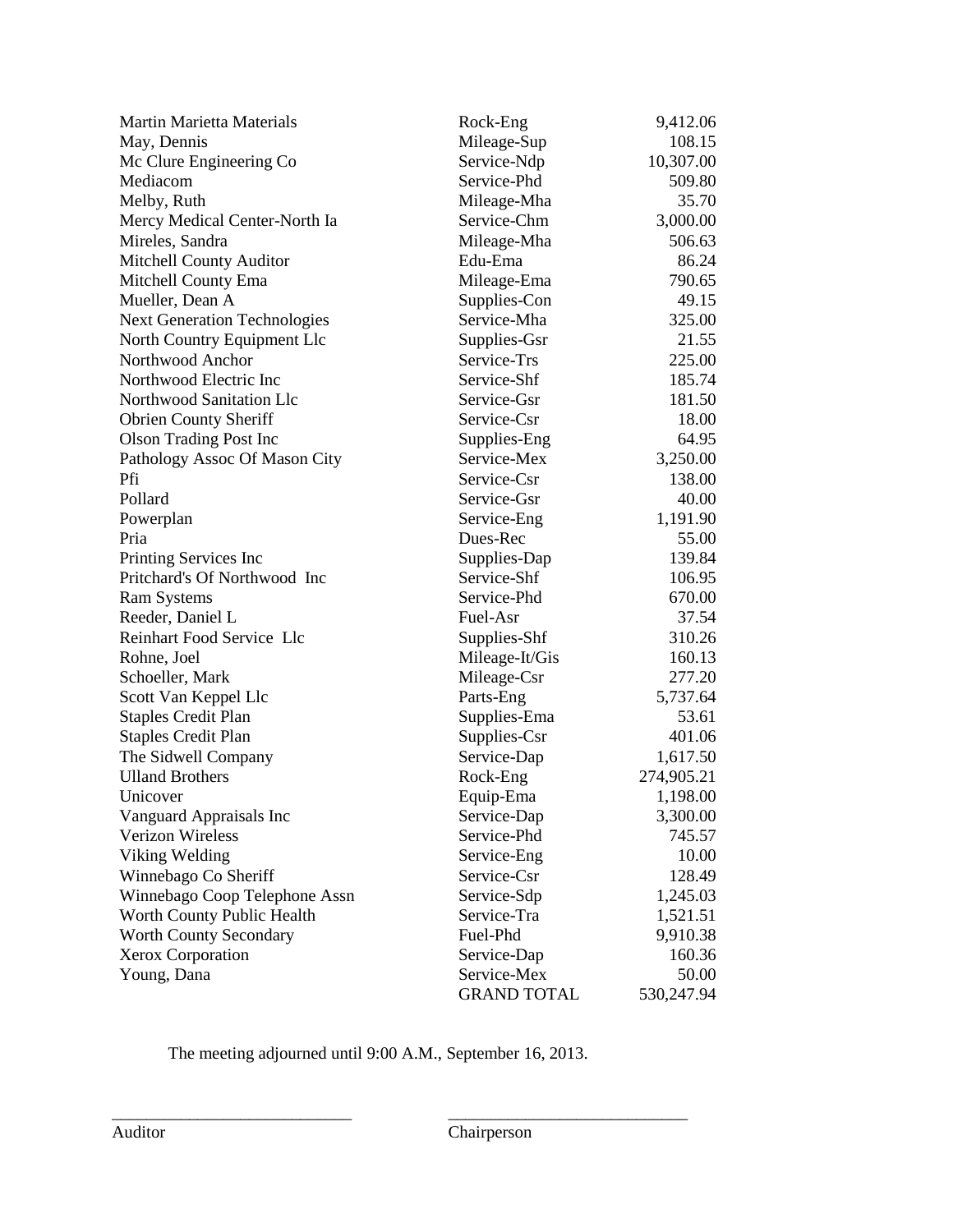| | | |
|---|---|---|
| Martin Marietta Materials | Rock-Eng | 9,412.06 |
| May, Dennis | Mileage-Sup | 108.15 |
| Mc Clure Engineering Co | Service-Ndp | 10,307.00 |
| Mediacom | Service-Phd | 509.80 |
| Melby, Ruth | Mileage-Mha | 35.70 |
| Mercy Medical Center-North Ia | Service-Chm | 3,000.00 |
| Mireles, Sandra | Mileage-Mha | 506.63 |
| Mitchell County Auditor | Edu-Ema | 86.24 |
| Mitchell County Ema | Mileage-Ema | 790.65 |
| Mueller, Dean A | Supplies-Con | 49.15 |
| Next Generation Technologies | Service-Mha | 325.00 |
| North Country Equipment Llc | Supplies-Gsr | 21.55 |
| Northwood Anchor | Service-Trs | 225.00 |
| Northwood Electric Inc | Service-Shf | 185.74 |
| Northwood Sanitation Llc | Service-Gsr | 181.50 |
| Obrien County Sheriff | Service-Csr | 18.00 |
| Olson Trading Post Inc | Supplies-Eng | 64.95 |
| Pathology Assoc Of Mason City | Service-Mex | 3,250.00 |
| Pfi | Service-Csr | 138.00 |
| Pollard | Service-Gsr | 40.00 |
| Powerplan | Service-Eng | 1,191.90 |
| Pria | Dues-Rec | 55.00 |
| Printing Services Inc | Supplies-Dap | 139.84 |
| Pritchard's Of Northwood Inc | Service-Shf | 106.95 |
| Ram Systems | Service-Phd | 670.00 |
| Reeder, Daniel L | Fuel-Asr | 37.54 |
| Reinhart Food Service Llc | Supplies-Shf | 310.26 |
| Rohne, Joel | Mileage-It/Gis | 160.13 |
| Schoeller, Mark | Mileage-Csr | 277.20 |
| Scott Van Keppel Llc | Parts-Eng | 5,737.64 |
| Staples Credit Plan | Supplies-Ema | 53.61 |
| Staples Credit Plan | Supplies-Csr | 401.06 |
| The Sidwell Company | Service-Dap | 1,617.50 |
| Ulland Brothers | Rock-Eng | 274,905.21 |
| Unicover | Equip-Ema | 1,198.00 |
| Vanguard Appraisals Inc | Service-Dap | 3,300.00 |
| Verizon Wireless | Service-Phd | 745.57 |
| Viking Welding | Service-Eng | 10.00 |
| Winnebago Co Sheriff | Service-Csr | 128.49 |
| Winnebago Coop Telephone Assn | Service-Sdp | 1,245.03 |
| Worth County Public Health | Service-Tra | 1,521.51 |
| Worth County Secondary | Fuel-Phd | 9,910.38 |
| Xerox Corporation | Service-Dap | 160.36 |
| Young, Dana | Service-Mex | 50.00 |
| | GRAND TOTAL | 530,247.94 |

The meeting adjourned until 9:00 A.M., September 16, 2013.

_____________________________ _____________________________

Auditor Chairperson